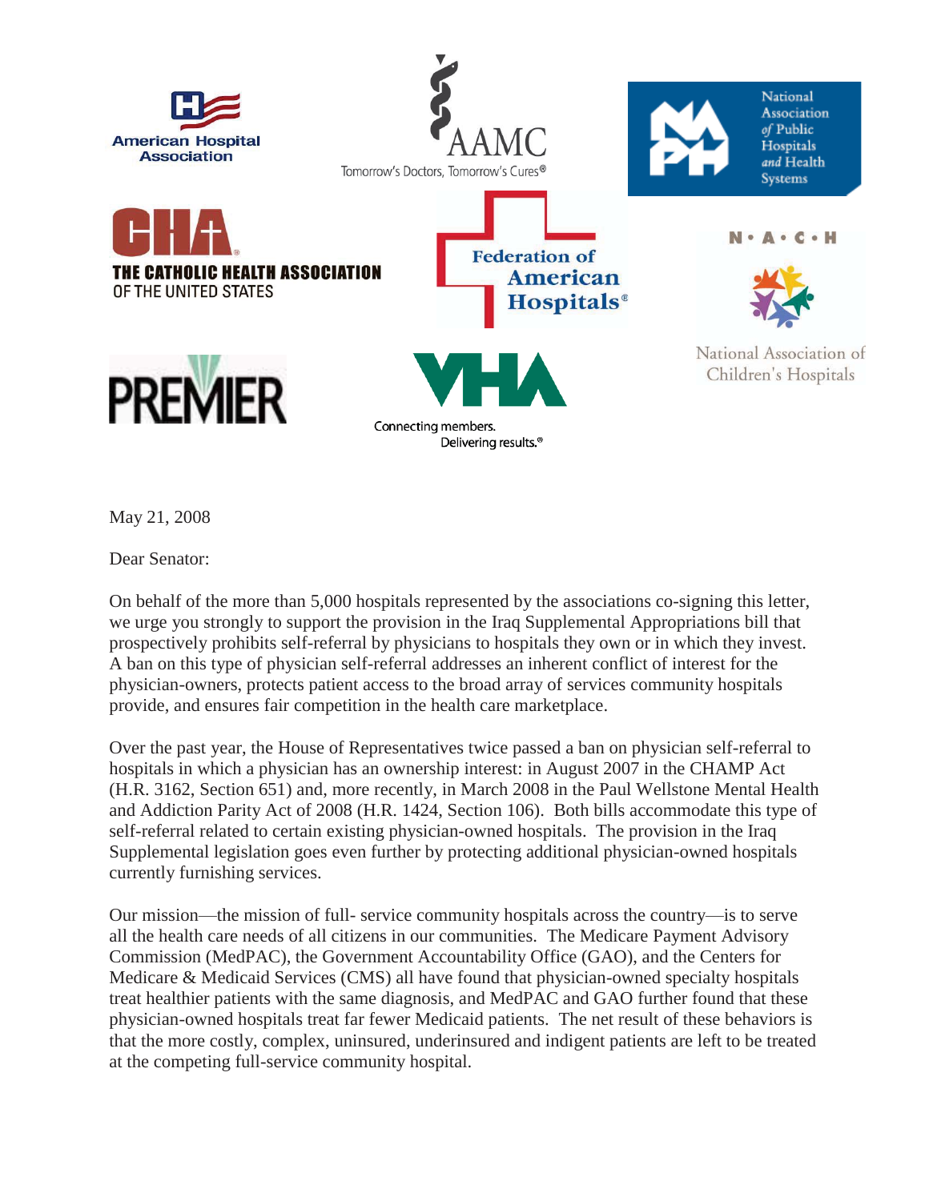American Hospital Association

AAMC
Tomorrow's Doctors, Tomorrow's Cures®

National Association of Public Hospitals and Health Systems

THE CATHOLIC HEALTH ASSOCIATION OF THE UNITED STATES

Federation of American Hospitals®

N • A • C • H
National Association of Children's Hospitals

PREMIER

VHA
Connecting members. Delivering results.®

May 21, 2008

Dear Senator:

On behalf of the more than 5,000 hospitals represented by the associations co-signing this letter, we urge you strongly to support the provision in the Iraq Supplemental Appropriations bill that prospectively prohibits self-referral by physicians to hospitals they own or in which they invest. A ban on this type of physician self-referral addresses an inherent conflict of interest for the physician-owners, protects patient access to the broad array of services community hospitals provide, and ensures fair competition in the health care marketplace.

Over the past year, the House of Representatives twice passed a ban on physician self-referral to hospitals in which a physician has an ownership interest: in August 2007 in the CHAMP Act (H.R. 3162, Section 651) and, more recently, in March 2008 in the Paul Wellstone Mental Health and Addiction Parity Act of 2008 (H.R. 1424, Section 106). Both bills accommodate this type of self-referral related to certain existing physician-owned hospitals. The provision in the Iraq Supplemental legislation goes even further by protecting additional physician-owned hospitals currently furnishing services.

Our mission—the mission of full- service community hospitals across the country—is to serve all the health care needs of all citizens in our communities. The Medicare Payment Advisory Commission (MedPAC), the Government Accountability Office (GAO), and the Centers for Medicare & Medicaid Services (CMS) all have found that physician-owned specialty hospitals treat healthier patients with the same diagnosis, and MedPAC and GAO further found that these physician-owned hospitals treat far fewer Medicaid patients. The net result of these behaviors is that the more costly, complex, uninsured, underinsured and indigent patients are left to be treated at the competing full-service community hospital.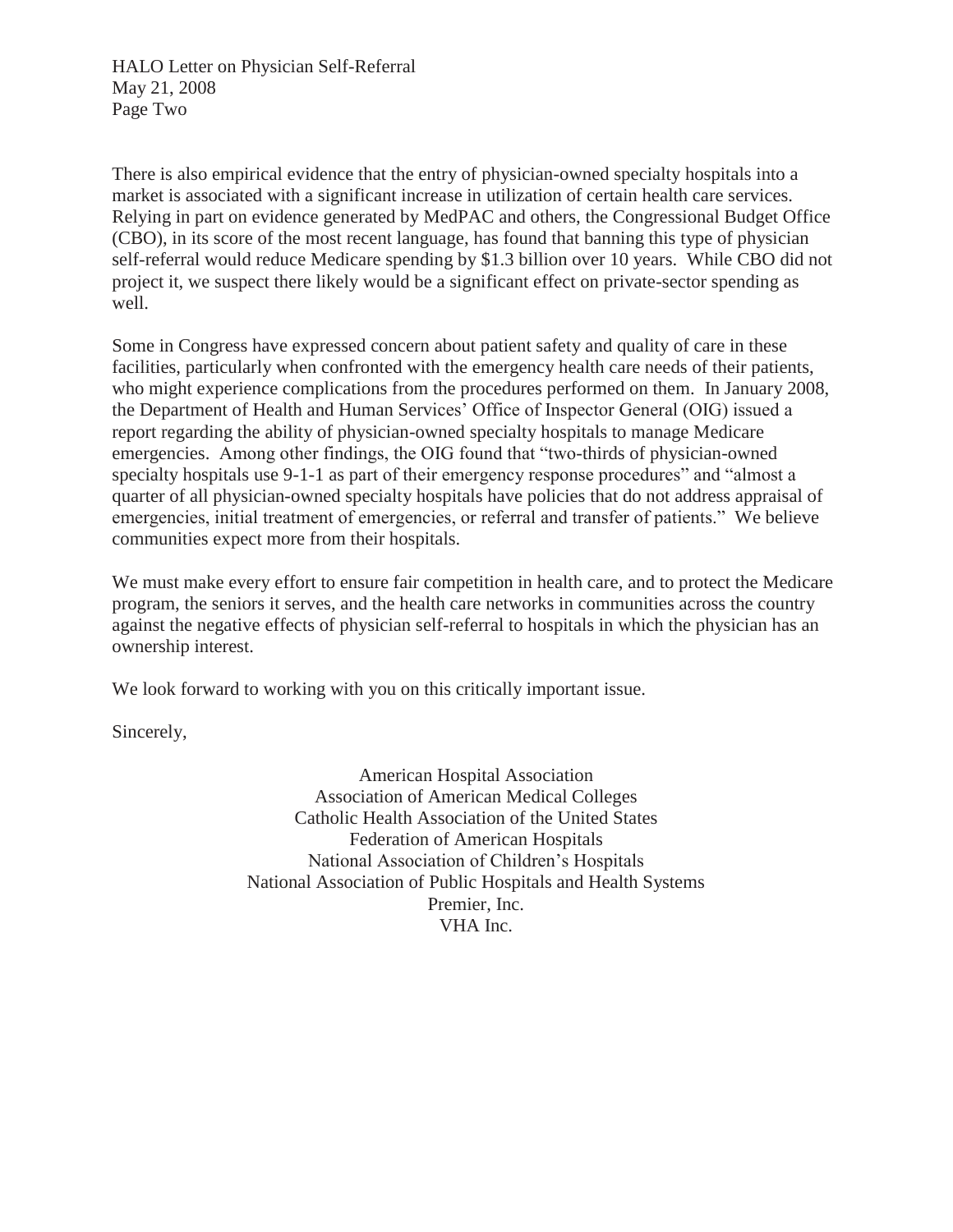There is also empirical evidence that the entry of physician-owned specialty hospitals into a market is associated with a significant increase in utilization of certain health care services. Relying in part on evidence generated by MedPAC and others, the Congressional Budget Office (CBO), in its score of the most recent language, has found that banning this type of physician self-referral would reduce Medicare spending by $1.3 billion over 10 years. While CBO did not project it, we suspect there likely would be a significant effect on private-sector spending as well.

Some in Congress have expressed concern about patient safety and quality of care in these facilities, particularly when confronted with the emergency health care needs of their patients, who might experience complications from the procedures performed on them. In January 2008, the Department of Health and Human Services' Office of Inspector General (OIG) issued a report regarding the ability of physician-owned specialty hospitals to manage Medicare emergencies. Among other findings, the OIG found that "two-thirds of physician-owned specialty hospitals use 9-1-1 as part of their emergency response procedures" and "almost a quarter of all physician-owned specialty hospitals have policies that do not address appraisal of emergencies, initial treatment of emergencies, or referral and transfer of patients." We believe communities expect more from their hospitals.

We must make every effort to ensure fair competition in health care, and to protect the Medicare program, the seniors it serves, and the health care networks in communities across the country against the negative effects of physician self-referral to hospitals in which the physician has an ownership interest.

We look forward to working with you on this critically important issue.

Sincerely,

American Hospital Association
Association of American Medical Colleges
Catholic Health Association of the United States
Federation of American Hospitals
National Association of Children's Hospitals
National Association of Public Hospitals and Health Systems
Premier, Inc.
VHA Inc.